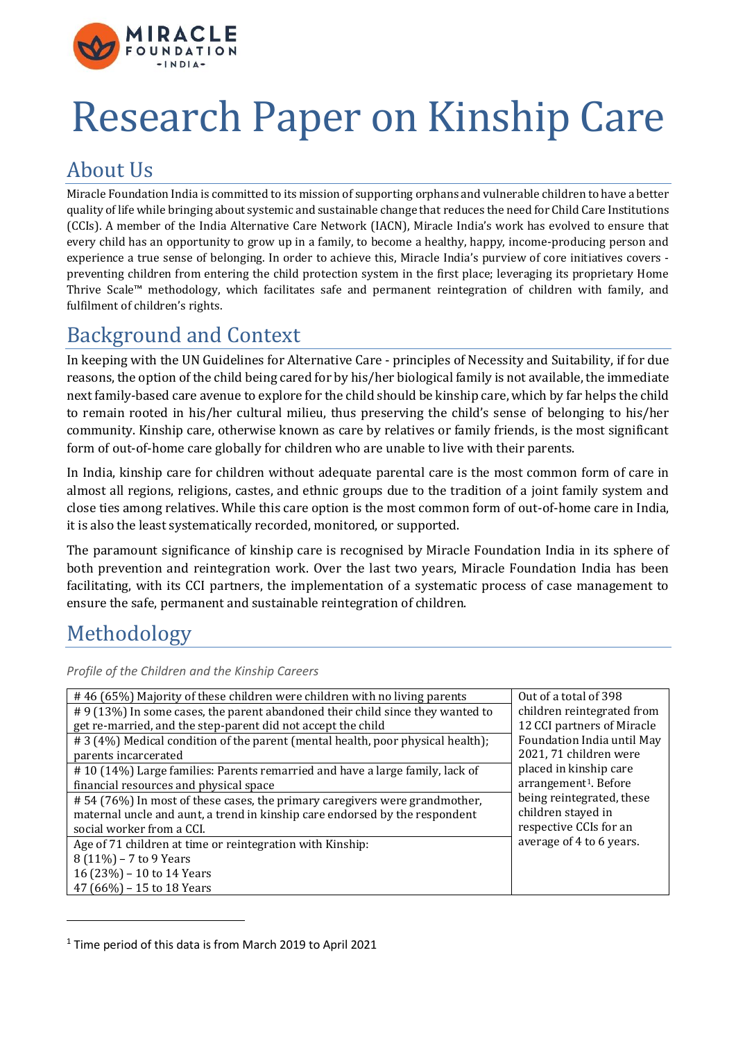# Research Paper on Kinship Care

## About Us

Miracle Foundation India is committed to its mission of supporting orphans and vulnerable children to have a better quality of life while bringing about systemic and sustainable change that reduces the need for Child Care Institutions (CCIs). A member of the India Alternative Care Network (IACN), Miracle India's work has evolved to ensure that every child has an opportunity to grow up in a family, to become a healthy, happy, income-producing person and experience a true sense of belonging. In order to achieve this, Miracle India's purview of core initiatives covers - preventing children from entering the child protection system in the first place; leveraging its proprietary Home Thrive Scale™ methodology, which facilitates safe and permanent reintegration of children with family, and fulfilment of children's rights.

## Background and Context

In keeping with the UN Guidelines for Alternative Care - principles of Necessity and Suitability, if for due reasons, the option of the child being cared for by his/her biological family is not available, the immediate next family-based care avenue to explore for the child should be kinship care, which by far helps the child to remain rooted in his/her cultural milieu, thus preserving the child's sense of belonging to his/her community. Kinship care, otherwise known as care by relatives or family friends, is the most significant form of out-of-home care globally for children who are unable to live with their parents.

In India, kinship care for children without adequate parental care is the most common form of care in almost all regions, religions, castes, and ethnic groups due to the tradition of a joint family system and close ties among relatives. While this care option is the most common form of out-of-home care in India, it is also the least systematically recorded, monitored, or supported.

The paramount significance of kinship care is recognised by Miracle Foundation India in its sphere of both prevention and reintegration work. Over the last two years, Miracle Foundation India has been facilitating, with its CCI partners, the implementation of a systematic process of case management to ensure the safe, permanent and sustainable reintegration of children.

## Methodology

*Profile of the Children and the Kinship Careers*

| | |
|---|---|
| # 46 (65%) Majority of these children were children with no living parents | Out of a total of 398 children reintegrated from 12 CCI partners of Miracle Foundation India until May 2021, 71 children were placed in kinship care arrangement[1]. Before being reintegrated, these children stayed in respective CCIs for an average of 4 to 6 years. |
| # 9 (13%) In some cases, the parent abandoned their child since they wanted to get re-married, and the step-parent did not accept the child | |
| # 3 (4%) Medical condition of the parent (mental health, poor physical health); parents incarcerated | |
| # 10 (14%) Large families: Parents remarried and have a large family, lack of financial resources and physical space | |
| # 54 (76%) In most of these cases, the primary caregivers were grandmother, maternal uncle and aunt, a trend in kinship care endorsed by the respondent social worker from a CCI. | |
| Age of 71 children at time or reintegration with Kinship:<br>8 (11%) – 7 to 9 Years<br>16 (23%) – 10 to 14 Years<br>47 (66%) – 15 to 18 Years | |

[1] Time period of this data is from March 2019 to April 2021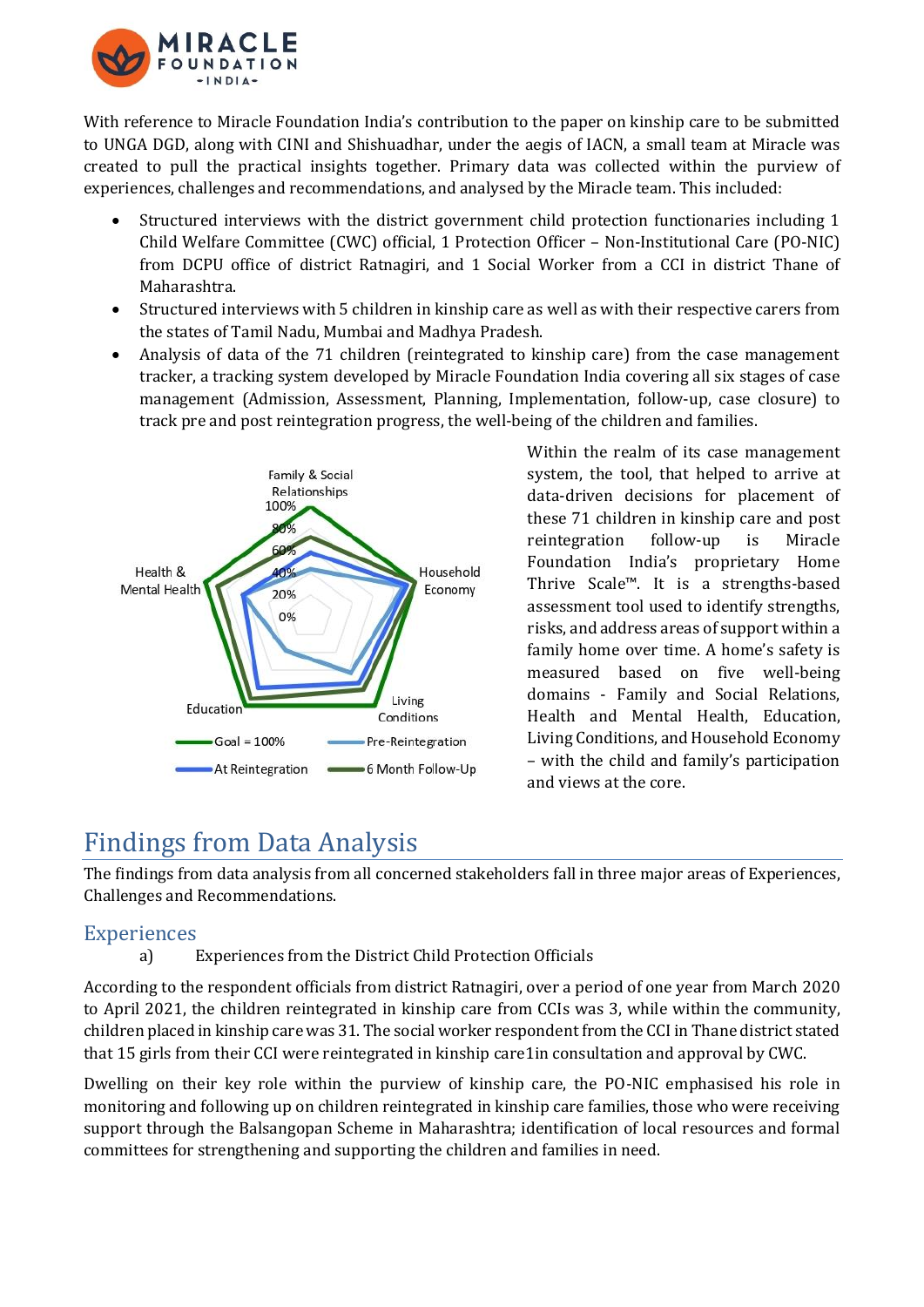With reference to Miracle Foundation India's contribution to the paper on kinship care to be submitted to UNGA DGD, along with CINI and Shishuadhar, under the aegis of IACN, a small team at Miracle was created to pull the practical insights together. Primary data was collected within the purview of experiences, challenges and recommendations, and analysed by the Miracle team. This included:

- Structured interviews with the district government child protection functionaries including 1 Child Welfare Committee (CWC) official, 1 Protection Officer – Non-Institutional Care (PO-NIC) from DCPU office of district Ratnagiri, and 1 Social Worker from a CCI in district Thane of Maharashtra.
- Structured interviews with 5 children in kinship care as well as with their respective carers from the states of Tamil Nadu, Mumbai and Madhya Pradesh.
- Analysis of data of the 71 children (reintegrated to kinship care) from the case management tracker, a tracking system developed by Miracle Foundation India covering all six stages of case management (Admission, Assessment, Planning, Implementation, follow-up, case closure) to track pre and post reintegration progress, the well-being of the children and families.

Within the realm of its case management system, the tool, that helped to arrive at data-driven decisions for placement of these 71 children in kinship care and post reintegration follow-up is Miracle Foundation India's proprietary Home Thrive Scale™. It is a strengths-based assessment tool used to identify strengths, risks, and address areas of support within a family home over time. A home's safety is measured based on five well-being domains - Family and Social Relations, Health and Mental Health, Education, Living Conditions, and Household Economy – with the child and family's participation and views at the core.

# Findings from Data Analysis

The findings from data analysis from all concerned stakeholders fall in three major areas of Experiences, Challenges and Recommendations.

## Experiences

a) Experiences from the District Child Protection Officials

According to the respondent officials from district Ratnagiri, over a period of one year from March 2020 to April 2021, the children reintegrated in kinship care from CCIs was 3, while within the community, children placed in kinship care was 31. The social worker respondent from the CCI in Thane district stated that 15 girls from their CCI were reintegrated in kinship care1in consultation and approval by CWC.

Dwelling on their key role within the purview of kinship care, the PO-NIC emphasised his role in monitoring and following up on children reintegrated in kinship care families, those who were receiving support through the Balsangopan Scheme in Maharashtra; identification of local resources and formal committees for strengthening and supporting the children and families in need.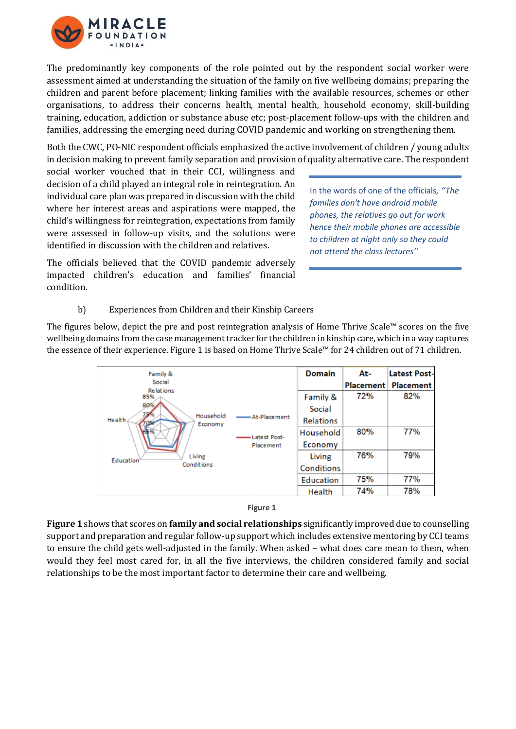The predominantly key components of the role pointed out by the respondent social worker were assessment aimed at understanding the situation of the family on five wellbeing domains; preparing the children and parent before placement; linking families with the available resources, schemes or other organisations, to address their concerns health, mental health, household economy, skill-building training, education, addiction or substance abuse etc; post-placement follow-ups with the children and families, addressing the emerging need during COVID pandemic and working on strengthening them.

Both the CWC, PO-NIC respondent officials emphasized the active involvement of children / young adults in decision making to prevent family separation and provision of quality alternative care. The respondent social worker vouched that in their CCI, willingness and decision of a child played an integral role in reintegration. An individual care plan was prepared in discussion with the child where her interest areas and aspirations were mapped, the child's willingness for reintegration, expectations from family were assessed in follow-up visits, and the solutions were identified in discussion with the children and relatives.

The officials believed that the COVID pandemic adversely impacted children's education and families' financial condition.

> In the words of one of the officials, *"The families don't have android mobile phones, the relatives go out for work hence their mobile phones are accessible to children at night only so they could not attend the class lectures"*

b) Experiences from Children and their Kinship Careers

The figures below, depict the pre and post reintegration analysis of Home Thrive Scale™ scores on the five wellbeing domains from the case management tracker for the children in kinship care, which in a way captures the essence of their experience. Figure 1 is based on Home Thrive Scale™ for 24 children out of 71 children.

| Domain | At-Placement | Latest Post-Placement |
|---|---|---|
| Family & Social Relations | 72% | 82% |
| Household Economy | 80% | 77% |
| Living Conditions | 76% | 79% |
| Education | 75% | 77% |
| Health | 74% | 78% |

Figure 1

**Figure 1** shows that scores on **family and social relationships** significantly improved due to counselling support and preparation and regular follow-up support which includes extensive mentoring by CCI teams to ensure the child gets well-adjusted in the family. When asked – what does care mean to them, when would they feel most cared for, in all the five interviews, the children considered family and social relationships to be the most important factor to determine their care and wellbeing.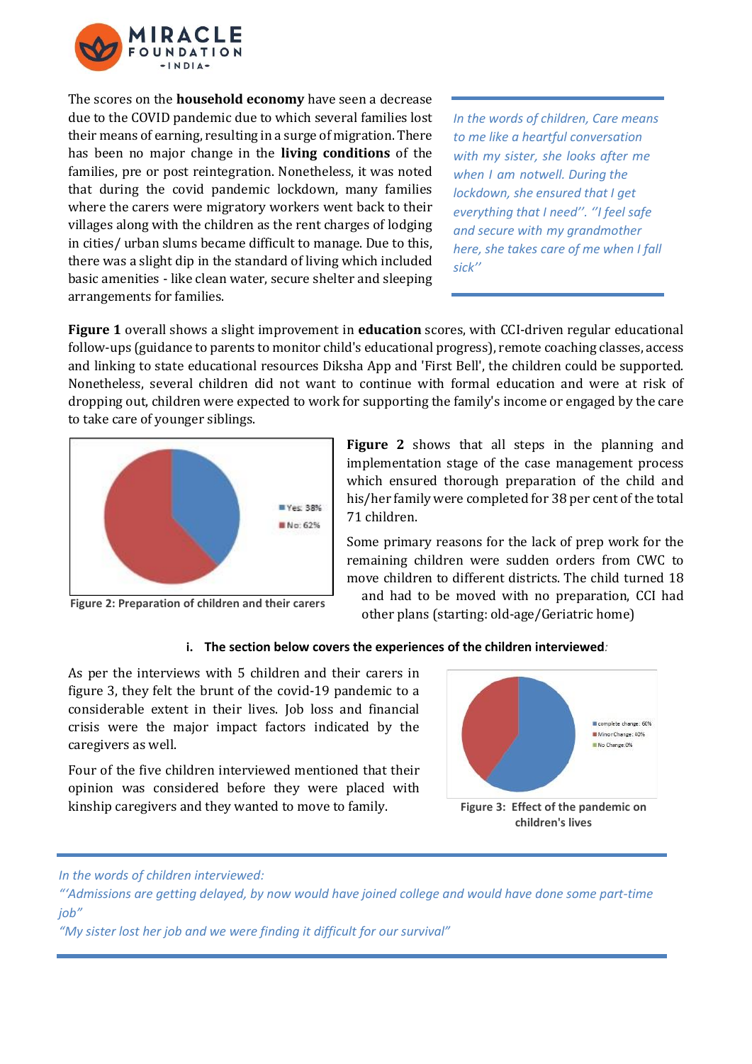The scores on the **household economy** have seen a decrease due to the COVID pandemic due to which several families lost their means of earning, resulting in a surge of migration. There has been no major change in the **living conditions** of the families, pre or post reintegration. Nonetheless, it was noted that during the covid pandemic lockdown, many families where the carers were migratory workers went back to their villages along with the children as the rent charges of lodging in cities/ urban slums became difficult to manage. Due to this, there was a slight dip in the standard of living which included basic amenities - like clean water, secure shelter and sleeping arrangements for families.

*In the words of children, Care means to me like a heartful conversation with my sister, she looks after me when I am notwell. During the lockdown, she ensured that I get everything that I need". "I feel safe and secure with my grandmother here, she takes care of me when I fall sick"*

**Figure 1** overall shows a slight improvement in **education** scores, with CCI-driven regular educational follow-ups (guidance to parents to monitor child's educational progress), remote coaching classes, access and linking to state educational resources Diksha App and 'First Bell', the children could be supported. Nonetheless, several children did not want to continue with formal education and were at risk of dropping out, children were expected to work for supporting the family's income or engaged by the care to take care of younger siblings.

Yes: 38%
No: 62%

**Figure 2: Preparation of children and their carers**

**Figure 2** shows that all steps in the planning and implementation stage of the case management process which ensured thorough preparation of the child and his/her family were completed for 38 per cent of the total 71 children.

Some primary reasons for the lack of prep work for the remaining children were sudden orders from CWC to move children to different districts. The child turned 18 and had to be moved with no preparation, CCI had other plans (starting: old-age/Geriatric home)

i. **The section below covers the experiences of the children interviewed***:*

As per the interviews with 5 children and their carers in figure 3, they felt the brunt of the covid-19 pandemic to a considerable extent in their lives. Job loss and financial crisis were the major impact factors indicated by the caregivers as well.

Four of the five children interviewed mentioned that their opinion was considered before they were placed with kinship caregivers and they wanted to move to family.

complete change: 60%
Minor Change: 40%
No Change: 0%

**Figure 3: Effect of the pandemic on children's lives**

*In the words of children interviewed:*
*"'Admissions are getting delayed, by now would have joined college and would have done some part-time job"*
*"My sister lost her job and we were finding it difficult for our survival"*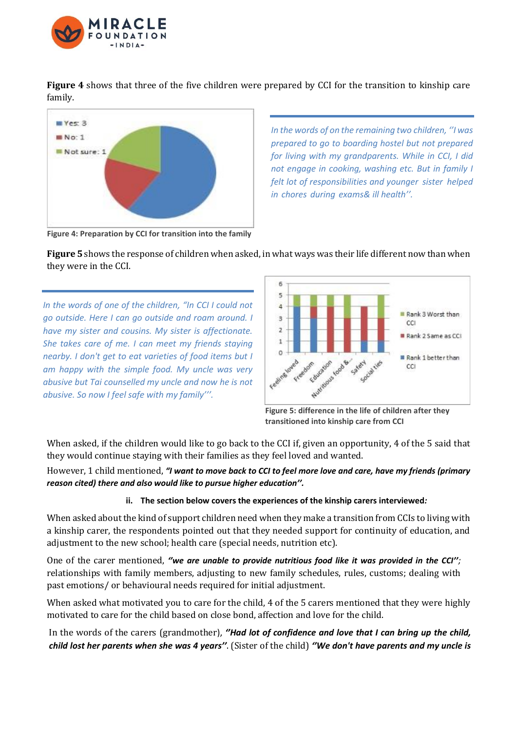**Figure 4** shows that three of the five children were prepared by CCI for the transition to kinship care family.

Figure 4: Preparation by CCI for transition into the family

*In the words of on the remaining two children, ''I was prepared to go to boarding hostel but not prepared for living with my grandparents. While in CCI, I did not engage in cooking, washing etc. But in family I felt lot of responsibilities and younger sister helped in chores during exams& ill health''.*

**Figure 5** shows the response of children when asked, in what ways was their life different now than when they were in the CCI.

*In the words of one of the children, "In CCI I could not go outside. Here I can go outside and roam around. I have my sister and cousins. My sister is affectionate. She takes care of me. I can meet my friends staying nearby. I don't get to eat varieties of food items but I am happy with the simple food. My uncle was very abusive but Tai counselled my uncle and now he is not abusive. So now I feel safe with my family"'.*

Figure 5: difference in the life of children after they transitioned into kinship care from CCI

When asked, if the children would like to go back to the CCI if, given an opportunity, 4 of the 5 said that they would continue staying with their families as they feel loved and wanted.

However, 1 child mentioned, ***"I want to move back to CCI to feel more love and care, have my friends (primary reason cited) there and also would like to pursue higher education''.***

**ii. The section below covers the experiences of the kinship carers interviewed*:***

When asked about the kind of support children need when they make a transition from CCIs to living with a kinship carer, the respondents pointed out that they needed support for continuity of education, and adjustment to the new school; health care (special needs, nutrition etc).

One of the carer mentioned, ***"we are unable to provide nutritious food like it was provided in the CCI"***; relationships with family members, adjusting to new family schedules, rules, customs; dealing with past emotions/ or behavioural needs required for initial adjustment.

When asked what motivated you to care for the child, 4 of the 5 carers mentioned that they were highly motivated to care for the child based on close bond, affection and love for the child.

In the words of the carers (grandmother), ***"Had lot of confidence and love that I can bring up the child, child lost her parents when she was 4 years"***. (Sister of the child) ***"We don't have parents and my uncle is***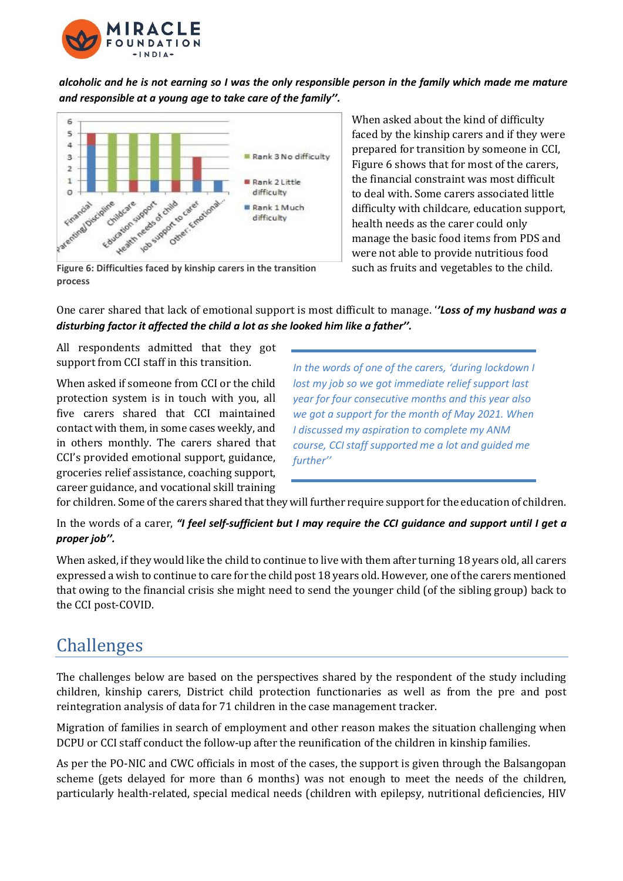***alcoholic and he is not earning so I was the only responsible person in the family which made me mature and responsible at a young age to take care of the family''.***

**Figure 6: Difficulties faced by kinship carers in the transition process**

When asked about the kind of difficulty faced by the kinship carers and if they were prepared for transition by someone in CCI, Figure 6 shows that for most of the carers, the financial constraint was most difficult to deal with. Some carers associated little difficulty with childcare, education support, health needs as the carer could only manage the basic food items from PDS and were not able to provide nutritious food such as fruits and vegetables to the child.

One carer shared that lack of emotional support is most difficult to manage. '***'Loss of my husband was a disturbing factor it affected the child a lot as she looked him like a father''.***

All respondents admitted that they got support from CCI staff in this transition.

When asked if someone from CCI or the child protection system is in touch with you, all five carers shared that CCI maintained contact with them, in some cases weekly, and in others monthly. The carers shared that CCI's provided emotional support, guidance, groceries relief assistance, coaching support, career guidance, and vocational skill training for children. Some of the carers shared that they will further require support for the education of children.

> *In the words of one of the carers, 'during lockdown I lost my job so we got immediate relief support last year for four consecutive months and this year also we got a support for the month of May 2021. When I discussed my aspiration to complete my ANM course, CCI staff supported me a lot and guided me further''*

In the words of a carer, ***"I feel self-sufficient but I may require the CCI guidance and support until I get a proper job''.***

When asked, if they would like the child to continue to live with them after turning 18 years old, all carers expressed a wish to continue to care for the child post 18 years old. However, one of the carers mentioned that owing to the financial crisis she might need to send the younger child (of the sibling group) back to the CCI post-COVID.

## Challenges

The challenges below are based on the perspectives shared by the respondent of the study including children, kinship carers, District child protection functionaries as well as from the pre and post reintegration analysis of data for 71 children in the case management tracker.

Migration of families in search of employment and other reason makes the situation challenging when DCPU or CCI staff conduct the follow-up after the reunification of the children in kinship families.

As per the PO-NIC and CWC officials in most of the cases, the support is given through the Balsangopan scheme (gets delayed for more than 6 months) was not enough to meet the needs of the children, particularly health-related, special medical needs (children with epilepsy, nutritional deficiencies, HIV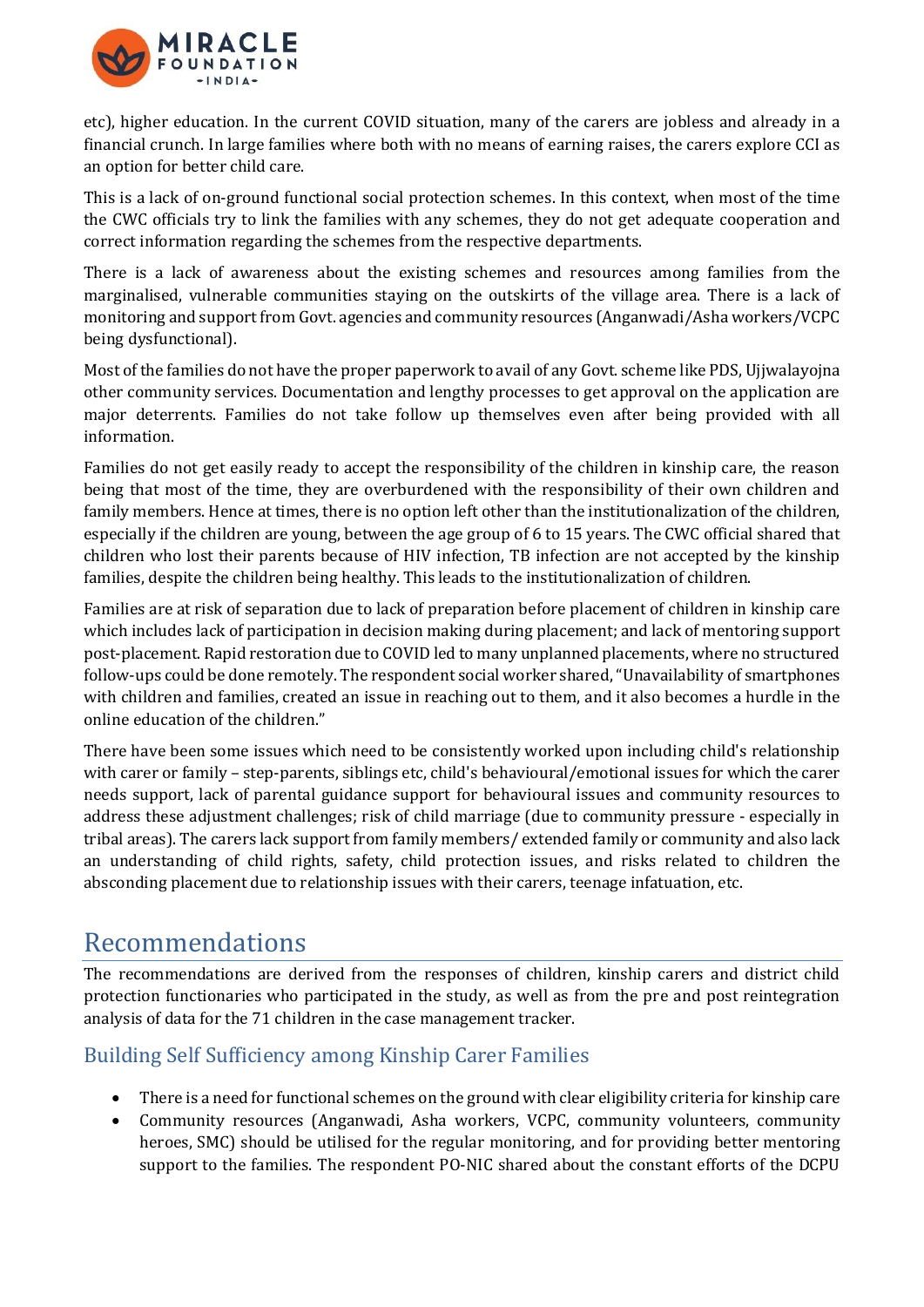etc), higher education. In the current COVID situation, many of the carers are jobless and already in a financial crunch. In large families where both with no means of earning raises, the carers explore CCI as an option for better child care.

This is a lack of on-ground functional social protection schemes. In this context, when most of the time the CWC officials try to link the families with any schemes, they do not get adequate cooperation and correct information regarding the schemes from the respective departments.

There is a lack of awareness about the existing schemes and resources among families from the marginalised, vulnerable communities staying on the outskirts of the village area. There is a lack of monitoring and support from Govt. agencies and community resources (Anganwadi/Asha workers/VCPC being dysfunctional).

Most of the families do not have the proper paperwork to avail of any Govt. scheme like PDS, Ujjwalayojna other community services. Documentation and lengthy processes to get approval on the application are major deterrents. Families do not take follow up themselves even after being provided with all information.

Families do not get easily ready to accept the responsibility of the children in kinship care, the reason being that most of the time, they are overburdened with the responsibility of their own children and family members. Hence at times, there is no option left other than the institutionalization of the children, especially if the children are young, between the age group of 6 to 15 years. The CWC official shared that children who lost their parents because of HIV infection, TB infection are not accepted by the kinship families, despite the children being healthy. This leads to the institutionalization of children.

Families are at risk of separation due to lack of preparation before placement of children in kinship care which includes lack of participation in decision making during placement; and lack of mentoring support post-placement. Rapid restoration due to COVID led to many unplanned placements, where no structured follow-ups could be done remotely. The respondent social worker shared, "Unavailability of smartphones with children and families, created an issue in reaching out to them, and it also becomes a hurdle in the online education of the children."

There have been some issues which need to be consistently worked upon including child's relationship with carer or family – step-parents, siblings etc, child's behavioural/emotional issues for which the carer needs support, lack of parental guidance support for behavioural issues and community resources to address these adjustment challenges; risk of child marriage (due to community pressure - especially in tribal areas). The carers lack support from family members/ extended family or community and also lack an understanding of child rights, safety, child protection issues, and risks related to children the absconding placement due to relationship issues with their carers, teenage infatuation, etc.

# Recommendations

The recommendations are derived from the responses of children, kinship carers and district child protection functionaries who participated in the study, as well as from the pre and post reintegration analysis of data for the 71 children in the case management tracker.

## Building Self Sufficiency among Kinship Carer Families

- There is a need for functional schemes on the ground with clear eligibility criteria for kinship care
- Community resources (Anganwadi, Asha workers, VCPC, community volunteers, community heroes, SMC) should be utilised for the regular monitoring, and for providing better mentoring support to the families. The respondent PO-NIC shared about the constant efforts of the DCPU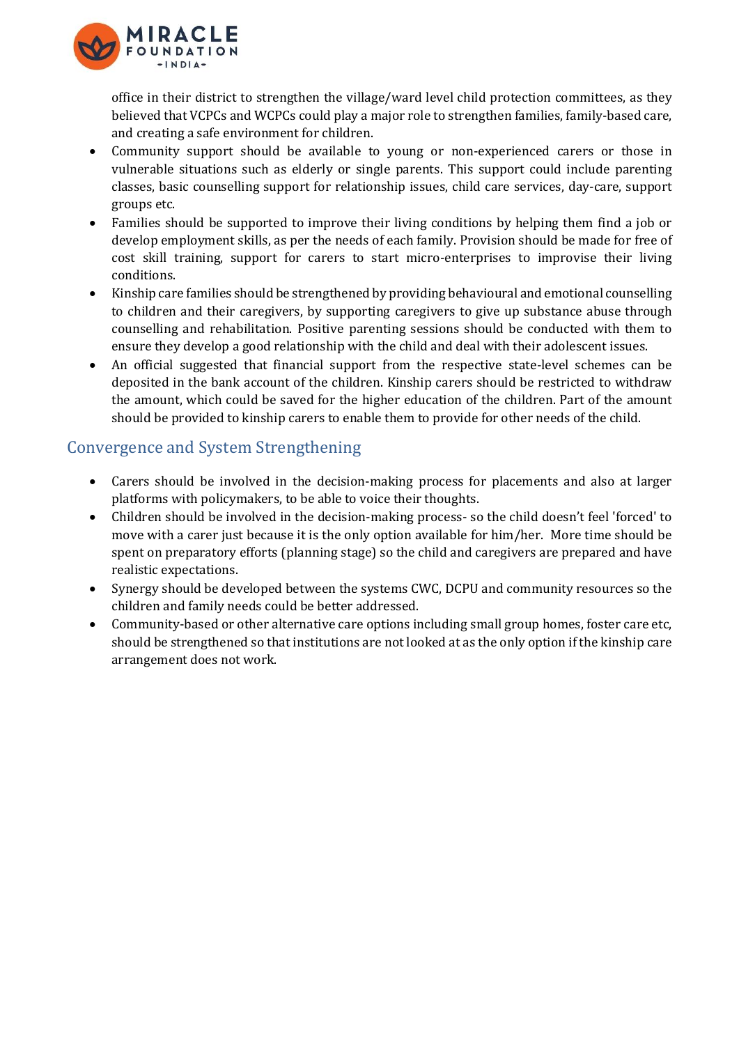office in their district to strengthen the village/ward level child protection committees, as they believed that VCPCs and WCPCs could play a major role to strengthen families, family-based care, and creating a safe environment for children.

- Community support should be available to young or non-experienced carers or those in vulnerable situations such as elderly or single parents. This support could include parenting classes, basic counselling support for relationship issues, child care services, day-care, support groups etc.
- Families should be supported to improve their living conditions by helping them find a job or develop employment skills, as per the needs of each family. Provision should be made for free of cost skill training, support for carers to start micro-enterprises to improvise their living conditions.
- Kinship care families should be strengthened by providing behavioural and emotional counselling to children and their caregivers, by supporting caregivers to give up substance abuse through counselling and rehabilitation. Positive parenting sessions should be conducted with them to ensure they develop a good relationship with the child and deal with their adolescent issues.
- An official suggested that financial support from the respective state-level schemes can be deposited in the bank account of the children. Kinship carers should be restricted to withdraw the amount, which could be saved for the higher education of the children. Part of the amount should be provided to kinship carers to enable them to provide for other needs of the child.

## Convergence and System Strengthening

- Carers should be involved in the decision-making process for placements and also at larger platforms with policymakers, to be able to voice their thoughts.
- Children should be involved in the decision-making process- so the child doesn't feel 'forced' to move with a carer just because it is the only option available for him/her. More time should be spent on preparatory efforts (planning stage) so the child and caregivers are prepared and have realistic expectations.
- Synergy should be developed between the systems CWC, DCPU and community resources so the children and family needs could be better addressed.
- Community-based or other alternative care options including small group homes, foster care etc, should be strengthened so that institutions are not looked at as the only option if the kinship care arrangement does not work.